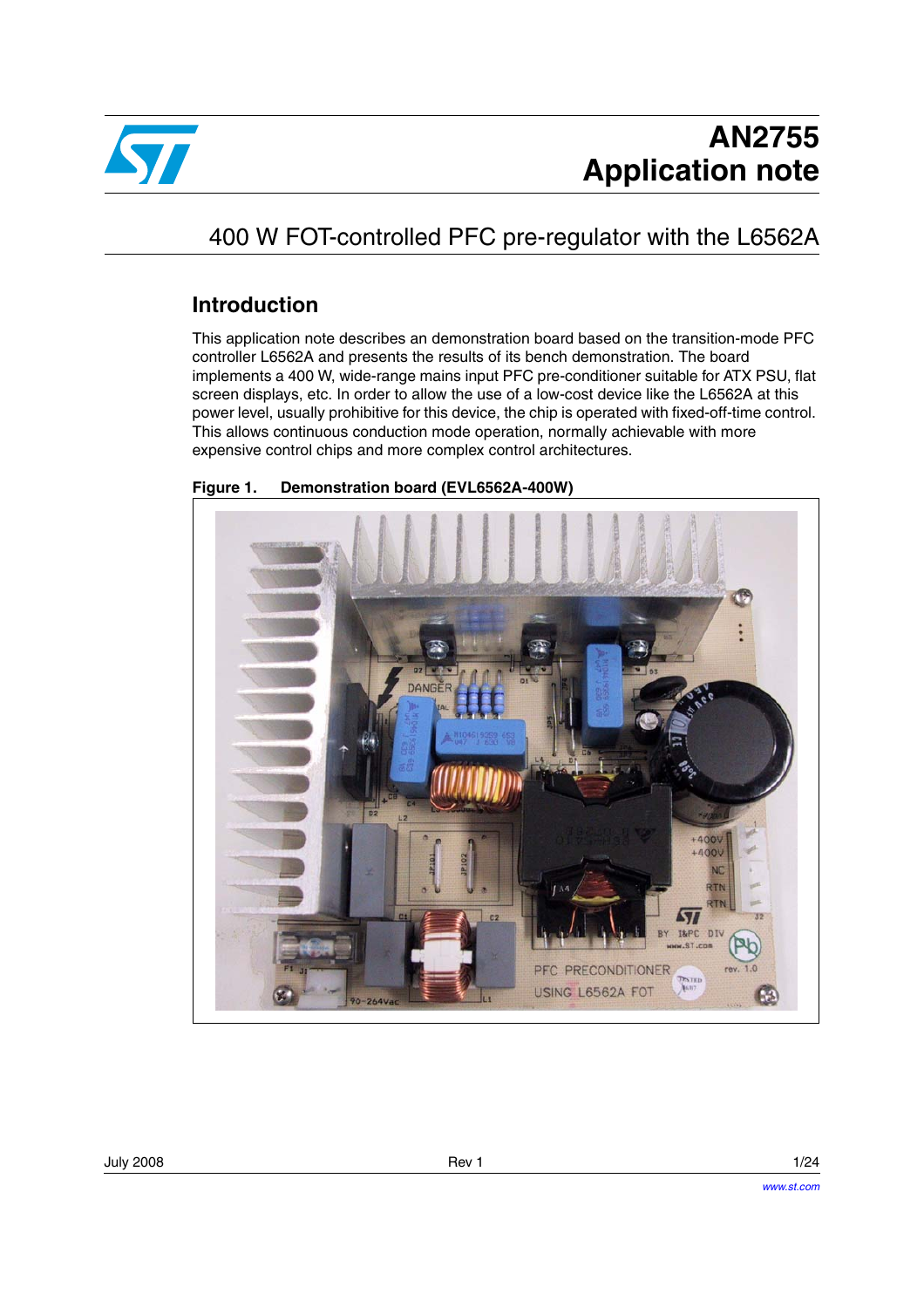# AN2755
# Application note

## 400 W FOT-controlled PFC pre-regulator with the L6562A

### Introduction

This application note describes an demonstration board based on the transition-mode PFC controller L6562A and presents the results of its bench demonstration. The board implements a 400 W, wide-range mains input PFC pre-conditioner suitable for ATX PSU, flat screen displays, etc. In order to allow the use of a low-cost device like the L6562A at this power level, usually prohibitive for this device, the chip is operated with fixed-off-time control. This allows continuous conduction mode operation, normally achievable with more expensive control chips and more complex control architectures.

**Figure 1. Demonstration board (EVL6562A-400W)**

July 2008 Rev 1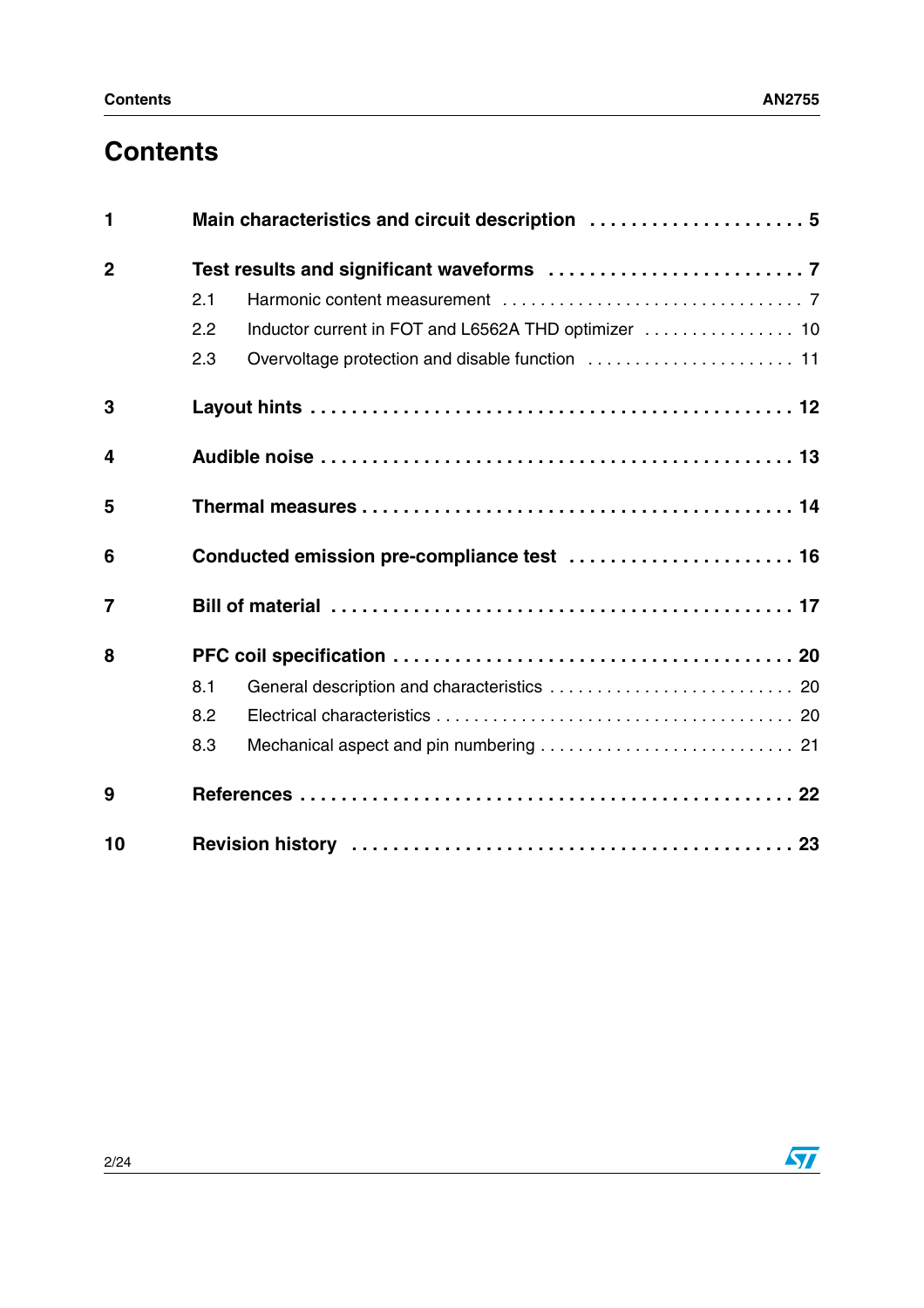# Contents

| | | |
|---|---|---|
| **1** | **Main characteristics and circuit description** | **5** |
| **2** | **Test results and significant waveforms** | **7** |
| | 2.1 Harmonic content measurement | 7 |
| | 2.2 Inductor current in FOT and L6562A THD optimizer | 10 |
| | 2.3 Overvoltage protection and disable function | 11 |
| **3** | **Layout hints** | **12** |
| **4** | **Audible noise** | **13** |
| **5** | **Thermal measures** | **14** |
| **6** | **Conducted emission pre-compliance test** | **16** |
| **7** | **Bill of material** | **17** |
| **8** | **PFC coil specification** | **20** |
| | 8.1 General description and characteristics | 20 |
| | 8.2 Electrical characteristics | 20 |
| | 8.3 Mechanical aspect and pin numbering | 21 |
| **9** | **References** | **22** |
| **10** | **Revision history** | **23** |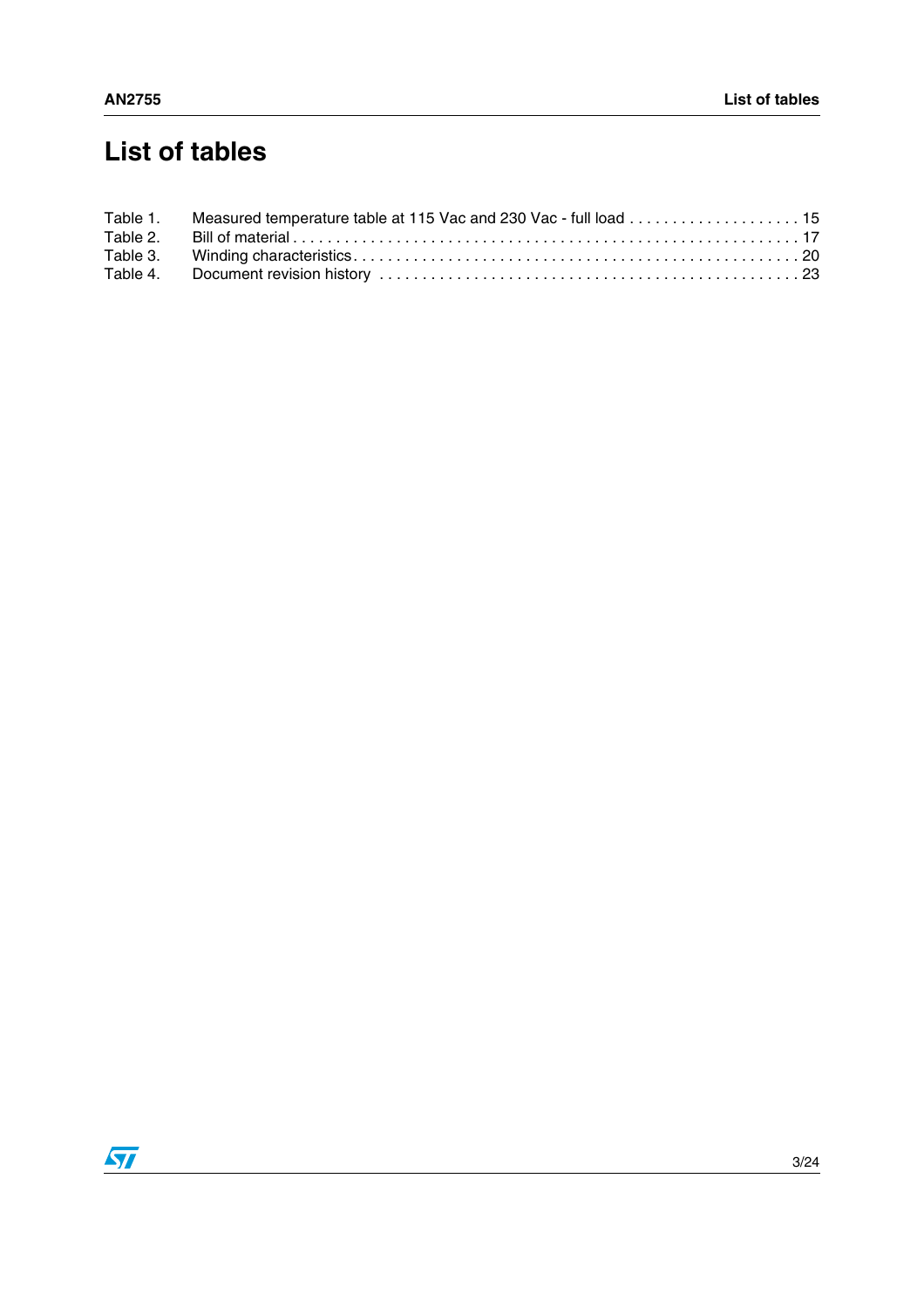# List of tables

Table 1. Measured temperature table at 115 Vac and 230 Vac - full load . . . . . . . . . . . . . . . . . . . . 15
Table 2. Bill of material . . . . . . . . . . . . . . . . . . . . . . . . . . . . . . . . . . . . . . . . . . . . . . . . . . . . . . . . . . . 17
Table 3. Winding characteristics . . . . . . . . . . . . . . . . . . . . . . . . . . . . . . . . . . . . . . . . . . . . . . . . . . . 20
Table 4. Document revision history . . . . . . . . . . . . . . . . . . . . . . . . . . . . . . . . . . . . . . . . . . . . . . . . 23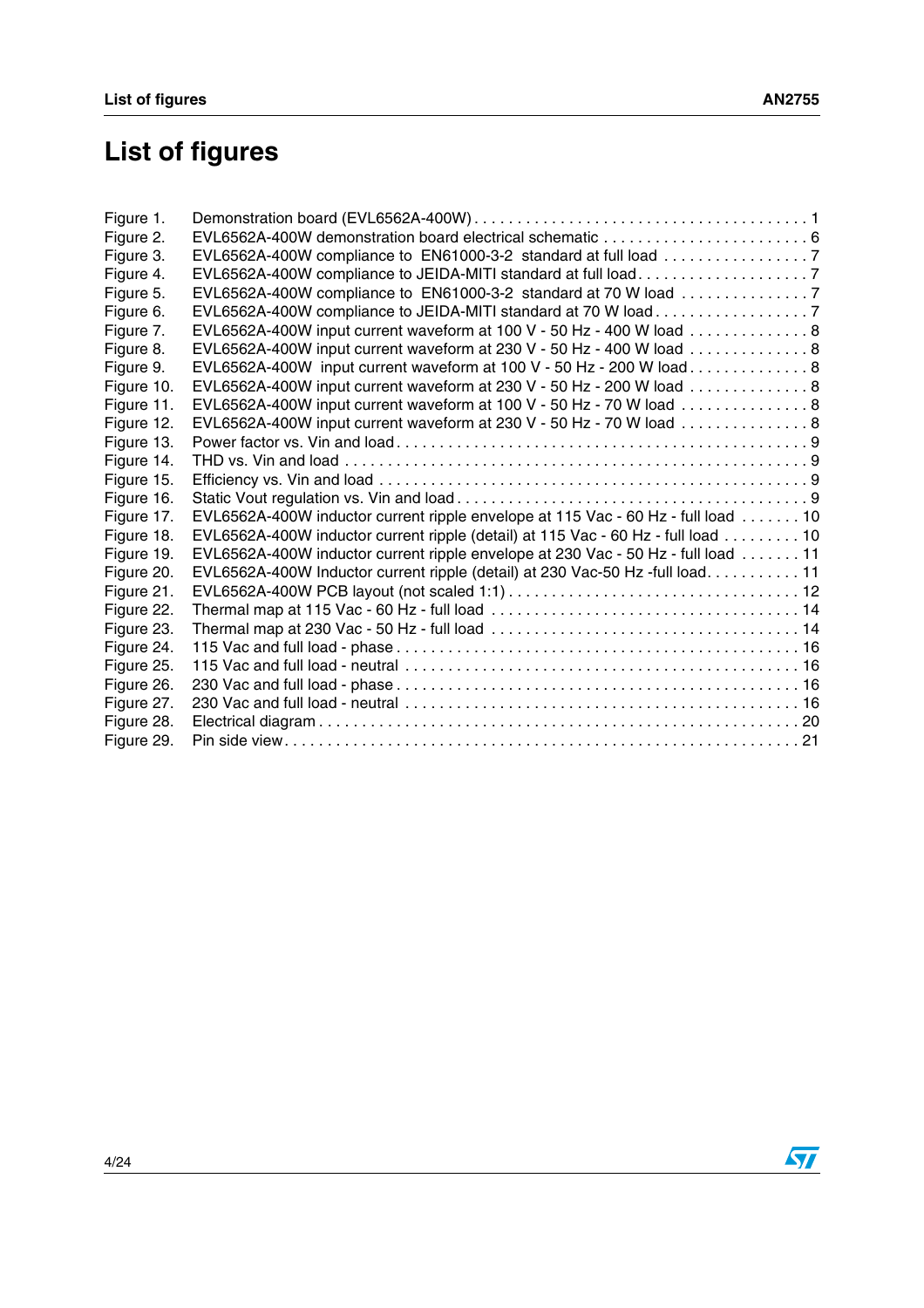# List of figures

| | | |
|---|---|---|
| Figure 1. | Demonstration board (EVL6562A-400W) | 1 |
| Figure 2. | EVL6562A-400W demonstration board electrical schematic | 6 |
| Figure 3. | EVL6562A-400W compliance to EN61000-3-2 standard at full load | 7 |
| Figure 4. | EVL6562A-400W compliance to JEIDA-MITI standard at full load | 7 |
| Figure 5. | EVL6562A-400W compliance to EN61000-3-2 standard at 70 W load | 7 |
| Figure 6. | EVL6562A-400W compliance to JEIDA-MITI standard at 70 W load | 7 |
| Figure 7. | EVL6562A-400W input current waveform at 100 V - 50 Hz - 400 W load | 8 |
| Figure 8. | EVL6562A-400W input current waveform at 230 V - 50 Hz - 400 W load | 8 |
| Figure 9. | EVL6562A-400W input current waveform at 100 V - 50 Hz - 200 W load | 8 |
| Figure 10. | EVL6562A-400W input current waveform at 230 V - 50 Hz - 200 W load | 8 |
| Figure 11. | EVL6562A-400W input current waveform at 100 V - 50 Hz - 70 W load | 8 |
| Figure 12. | EVL6562A-400W input current waveform at 230 V - 50 Hz - 70 W load | 8 |
| Figure 13. | Power factor vs. Vin and load | 9 |
| Figure 14. | THD vs. Vin and load | 9 |
| Figure 15. | Efficiency vs. Vin and load | 9 |
| Figure 16. | Static Vout regulation vs. Vin and load | 9 |
| Figure 17. | EVL6562A-400W inductor current ripple envelope at 115 Vac - 60 Hz - full load | 10 |
| Figure 18. | EVL6562A-400W inductor current ripple (detail) at 115 Vac - 60 Hz - full load | 10 |
| Figure 19. | EVL6562A-400W inductor current ripple envelope at 230 Vac - 50 Hz - full load | 11 |
| Figure 20. | EVL6562A-400W Inductor current ripple (detail) at 230 Vac-50 Hz -full load | 11 |
| Figure 21. | EVL6562A-400W PCB layout (not scaled 1:1) | 12 |
| Figure 22. | Thermal map at 115 Vac - 60 Hz - full load | 14 |
| Figure 23. | Thermal map at 230 Vac - 50 Hz - full load | 14 |
| Figure 24. | 115 Vac and full load - phase | 16 |
| Figure 25. | 115 Vac and full load - neutral | 16 |
| Figure 26. | 230 Vac and full load - phase | 16 |
| Figure 27. | 230 Vac and full load - neutral | 16 |
| Figure 28. | Electrical diagram | 20 |
| Figure 29. | Pin side view | 21 |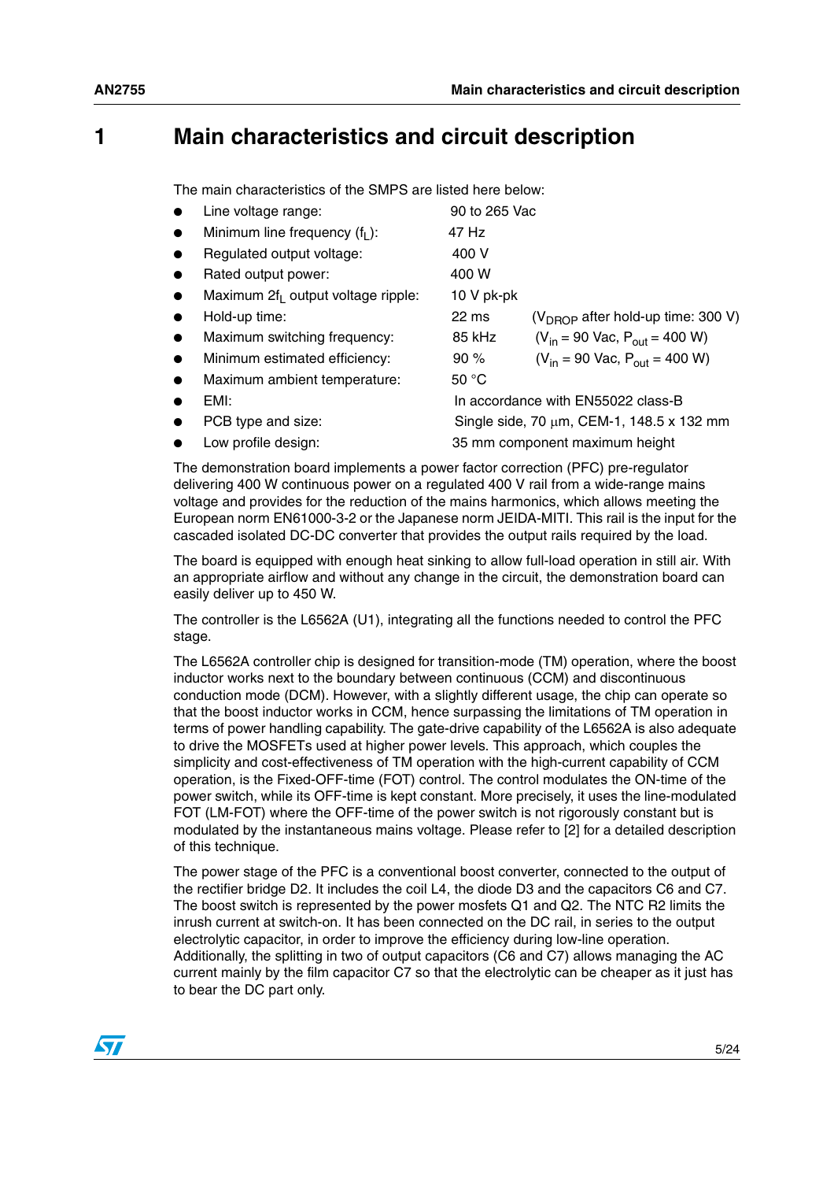# 1 Main characteristics and circuit description

The main characteristics of the SMPS are listed here below:

- Line voltage range: 90 to 265 Vac
- Minimum line frequency ($f_L$): 47 Hz
- Regulated output voltage: 400 V
- Rated output power: 400 W
- Maximum $2f_L$ output voltage ripple: 10 V pk-pk
- Hold-up time: 22 ms ($V_{DROP}$ after hold-up time: 300 V)
- Maximum switching frequency: 85 kHz ($V_{in}$ = 90 Vac, $P_{out}$ = 400 W)
- Minimum estimated efficiency: 90 % ($V_{in}$ = 90 Vac, $P_{out}$ = 400 W)
- Maximum ambient temperature: 50 °C
- EMI: In accordance with EN55022 class-B
- PCB type and size: Single side, 70 µm, CEM-1, 148.5 x 132 mm
- Low profile design: 35 mm component maximum height

The demonstration board implements a power factor correction (PFC) pre-regulator delivering 400 W continuous power on a regulated 400 V rail from a wide-range mains voltage and provides for the reduction of the mains harmonics, which allows meeting the European norm EN61000-3-2 or the Japanese norm JEIDA-MITI. This rail is the input for the cascaded isolated DC-DC converter that provides the output rails required by the load.

The board is equipped with enough heat sinking to allow full-load operation in still air. With an appropriate airflow and without any change in the circuit, the demonstration board can easily deliver up to 450 W.

The controller is the L6562A (U1), integrating all the functions needed to control the PFC stage.

The L6562A controller chip is designed for transition-mode (TM) operation, where the boost inductor works next to the boundary between continuous (CCM) and discontinuous conduction mode (DCM). However, with a slightly different usage, the chip can operate so that the boost inductor works in CCM, hence surpassing the limitations of TM operation in terms of power handling capability. The gate-drive capability of the L6562A is also adequate to drive the MOSFETs used at higher power levels. This approach, which couples the simplicity and cost-effectiveness of TM operation with the high-current capability of CCM operation, is the Fixed-OFF-time (FOT) control. The control modulates the ON-time of the power switch, while its OFF-time is kept constant. More precisely, it uses the line-modulated FOT (LM-FOT) where the OFF-time of the power switch is not rigorously constant but is modulated by the instantaneous mains voltage. Please refer to [2] for a detailed description of this technique.

The power stage of the PFC is a conventional boost converter, connected to the output of the rectifier bridge D2. It includes the coil L4, the diode D3 and the capacitors C6 and C7. The boost switch is represented by the power mosfets Q1 and Q2. The NTC R2 limits the inrush current at switch-on. It has been connected on the DC rail, in series to the output electrolytic capacitor, in order to improve the efficiency during low-line operation. Additionally, the splitting in two of output capacitors (C6 and C7) allows managing the AC current mainly by the film capacitor C7 so that the electrolytic can be cheaper as it just has to bear the DC part only.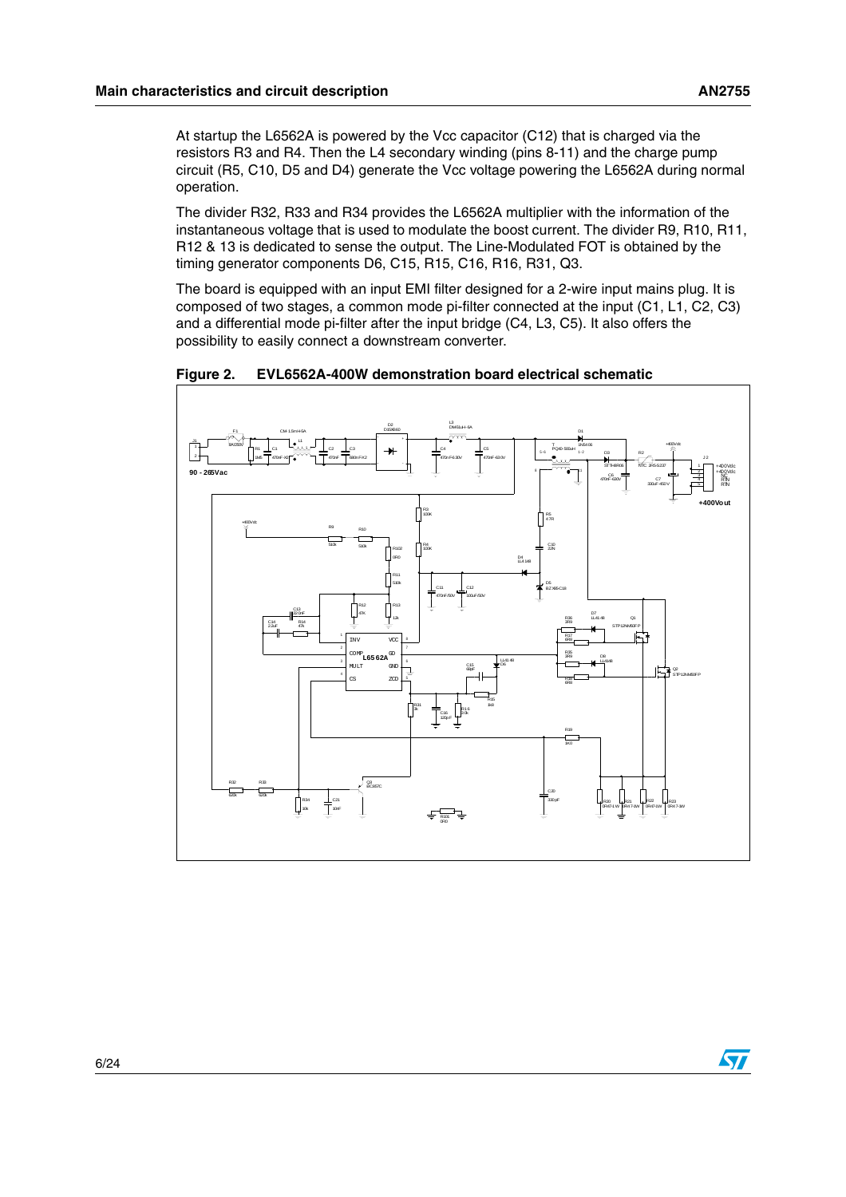At startup the L6562A is powered by the Vcc capacitor (C12) that is charged via the resistors R3 and R4. Then the L4 secondary winding (pins 8-11) and the charge pump circuit (R5, C10, D5 and D4) generate the Vcc voltage powering the L6562A during normal operation.

The divider R32, R33 and R34 provides the L6562A multiplier with the information of the instantaneous voltage that is used to modulate the boost current. The divider R9, R10, R11, R12 & 13 is dedicated to sense the output. The Line-Modulated FOT is obtained by the timing generator components D6, C15, R15, C16, R16, R31, Q3.

The board is equipped with an input EMI filter designed for a 2-wire input mains plug. It is composed of two stages, a common mode pi-filter connected at the input (C1, L1, C2, C3) and a differential mode pi-filter after the input bridge (C4, L3, C5). It also offers the possibility to easily connect a downstream converter.

**Figure 2. EVL6562A-400W demonstration board electrical schematic**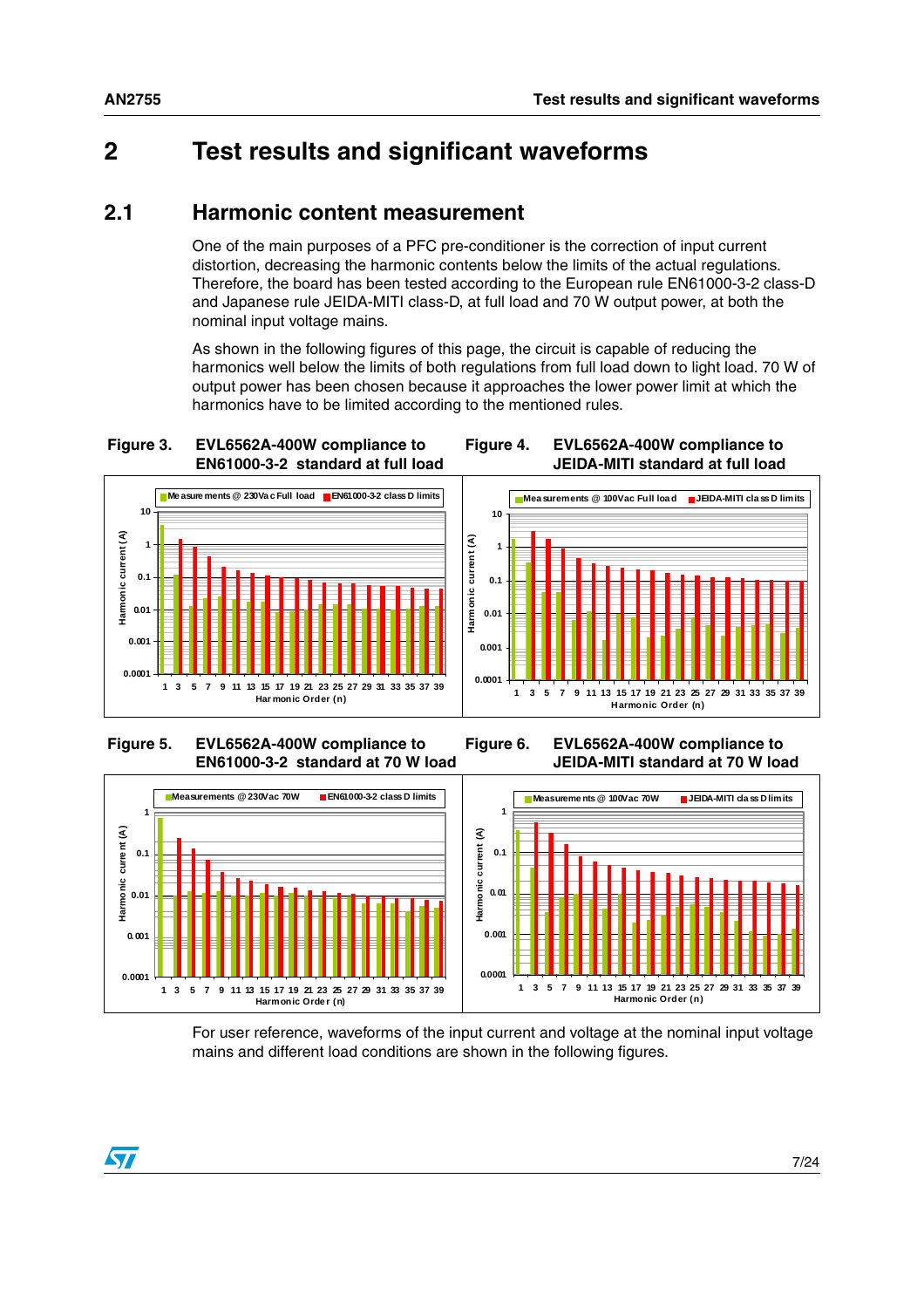# 2 Test results and significant waveforms

## 2.1 Harmonic content measurement

One of the main purposes of a PFC pre-conditioner is the correction of input current distortion, decreasing the harmonic contents below the limits of the actual regulations. Therefore, the board has been tested according to the European rule EN61000-3-2 class-D and Japanese rule JEIDA-MITI class-D, at full load and 70 W output power, at both the nominal input voltage mains.

As shown in the following figures of this page, the circuit is capable of reducing the harmonics well below the limits of both regulations from full load down to light load. 70 W of output power has been chosen because it approaches the lower power limit at which the harmonics have to be limited according to the mentioned rules.

**Figure 3. EVL6562A-400W compliance to EN61000-3-2 standard at full load**

**Figure 4. EVL6562A-400W compliance to JEIDA-MITI standard at full load**

**Figure 5. EVL6562A-400W compliance to EN61000-3-2 standard at 70 W load**

**Figure 6. EVL6562A-400W compliance to JEIDA-MITI standard at 70 W load**

For user reference, waveforms of the input current and voltage at the nominal input voltage mains and different load conditions are shown in the following figures.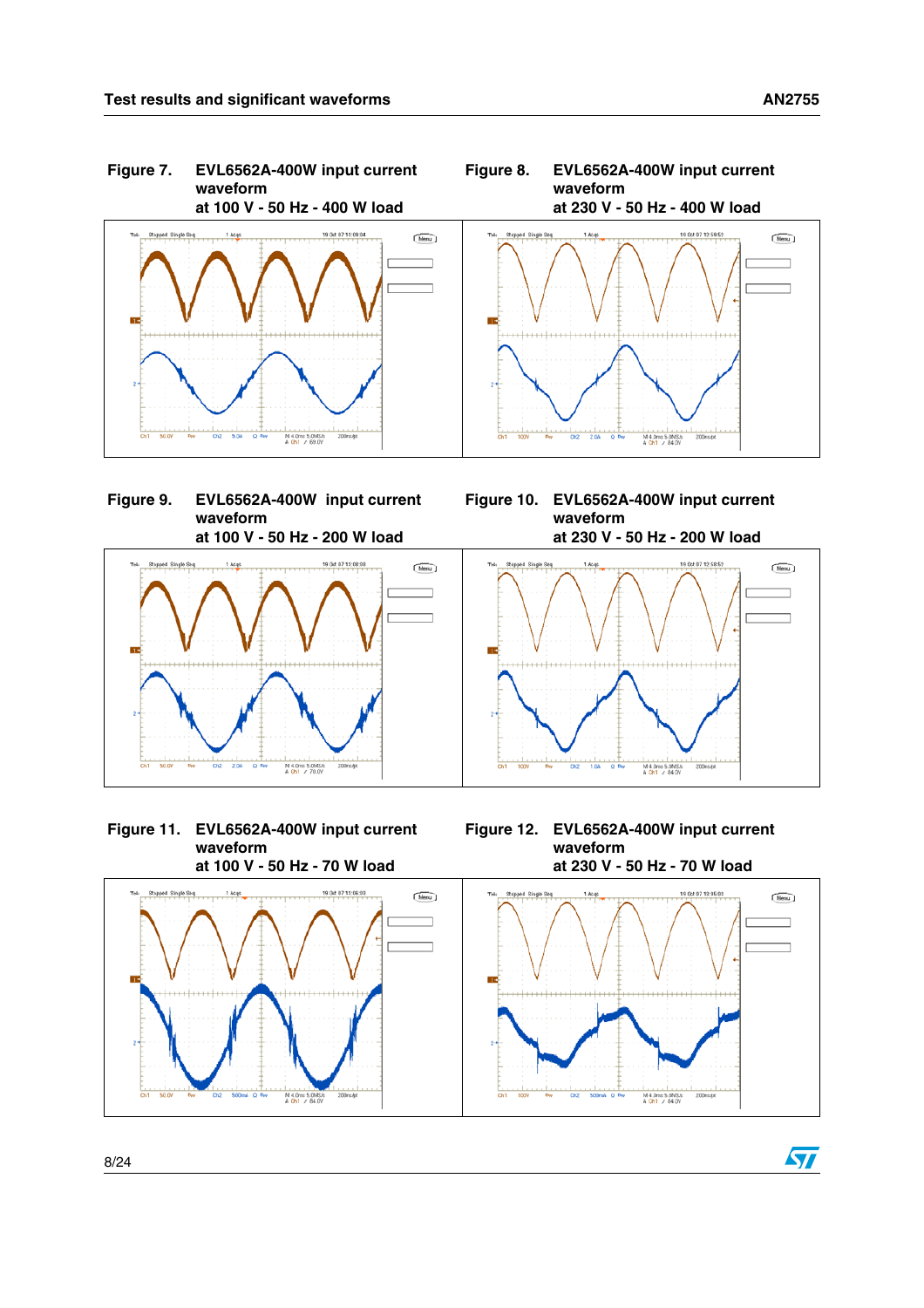Figure 7. EVL6562A-400W input current waveform at 100 V - 50 Hz - 400 W load

Figure 8. EVL6562A-400W input current waveform at 230 V - 50 Hz - 400 W load

Figure 9. EVL6562A-400W input current waveform at 100 V - 50 Hz - 200 W load

Figure 10. EVL6562A-400W input current waveform at 230 V - 50 Hz - 200 W load

Figure 11. EVL6562A-400W input current waveform at 100 V - 50 Hz - 70 W load

Figure 12. EVL6562A-400W input current waveform at 230 V - 50 Hz - 70 W load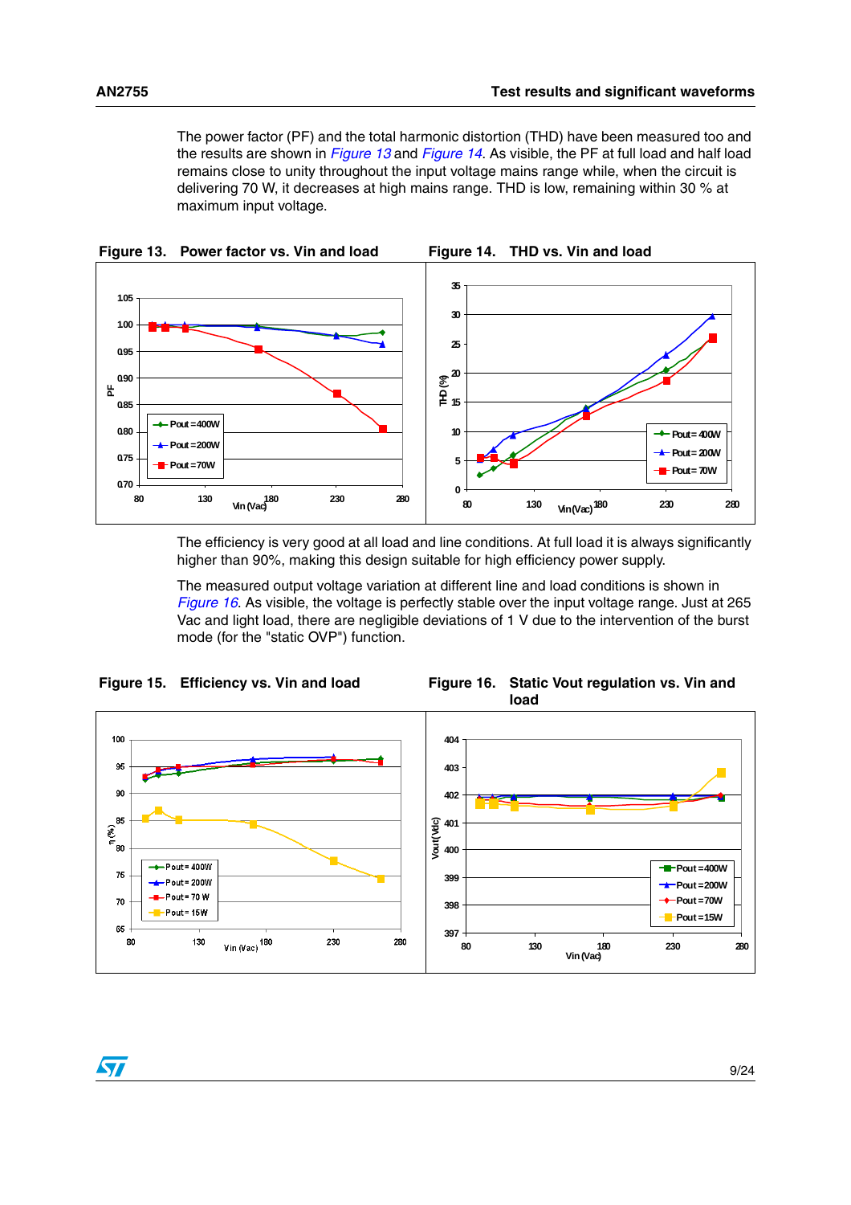The power factor (PF) and the total harmonic distortion (THD) have been measured too and the results are shown in *Figure 13* and *Figure 14*. As visible, the PF at full load and half load remains close to unity throughout the input voltage mains range while, when the circuit is delivering 70 W, it decreases at high mains range. THD is low, remaining within 30 % at maximum input voltage.

**Figure 13. Power factor vs. Vin and load**

**Figure 14. THD vs. Vin and load**

The efficiency is very good at all load and line conditions. At full load it is always significantly higher than 90%, making this design suitable for high efficiency power supply.

The measured output voltage variation at different line and load conditions is shown in *Figure 16*. As visible, the voltage is perfectly stable over the input voltage range. Just at 265 Vac and light load, there are negligible deviations of 1 V due to the intervention of the burst mode (for the "static OVP") function.

**Figure 15. Efficiency vs. Vin and load**

**Figure 16. Static Vout regulation vs. Vin and load**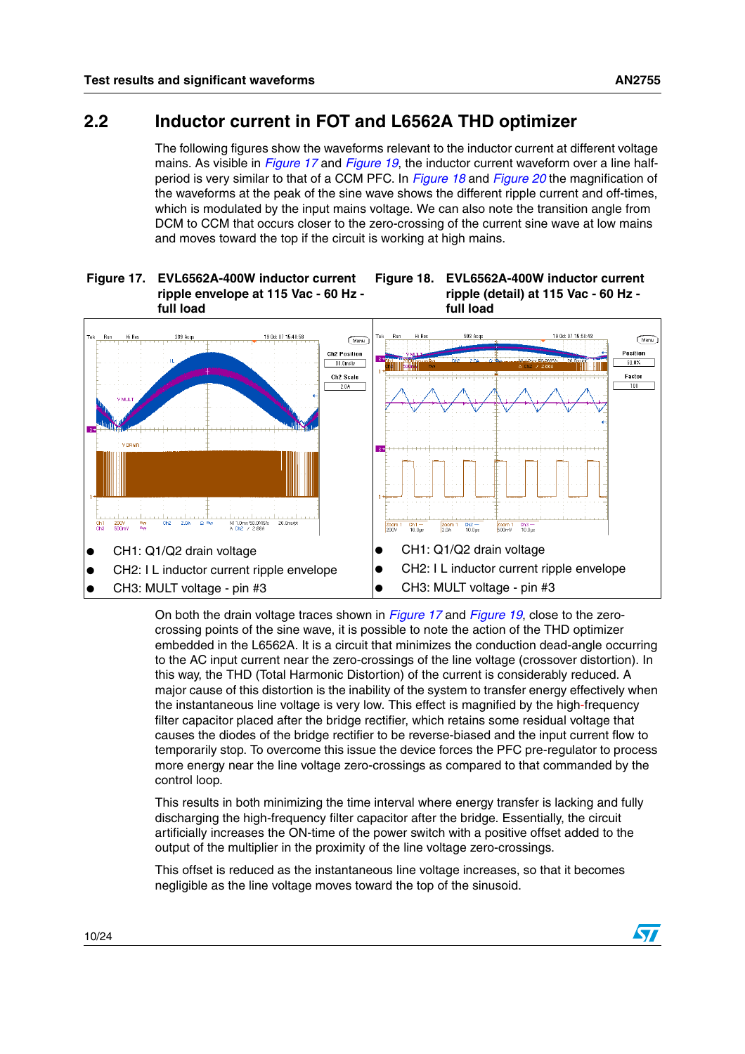## 2.2 Inductor current in FOT and L6562A THD optimizer

The following figures show the waveforms relevant to the inductor current at different voltage mains. As visible in *Figure 17* and *Figure 19*, the inductor current waveform over a line half-period is very similar to that of a CCM PFC. In *Figure 18* and *Figure 20* the magnification of the waveforms at the peak of the sine wave shows the different ripple current and off-times, which is modulated by the input mains voltage. We can also note the transition angle from DCM to CCM that occurs closer to the zero-crossing of the current sine wave at low mains and moves toward the top if the circuit is working at high mains.

**Figure 17. EVL6562A-400W inductor current ripple envelope at 115 Vac - 60 Hz - full load**

- CH1: Q1/Q2 drain voltage
- CH2: I L inductor current ripple envelope
- CH3: MULT voltage - pin #3

**Figure 18. EVL6562A-400W inductor current ripple (detail) at 115 Vac - 60 Hz - full load**

- CH1: Q1/Q2 drain voltage
- CH2: I L inductor current ripple envelope
- CH3: MULT voltage - pin #3

On both the drain voltage traces shown in *Figure 17* and *Figure 19*, close to the zero-crossing points of the sine wave, it is possible to note the action of the THD optimizer embedded in the L6562A. It is a circuit that minimizes the conduction dead-angle occurring to the AC input current near the zero-crossings of the line voltage (crossover distortion). In this way, the THD (Total Harmonic Distortion) of the current is considerably reduced. A major cause of this distortion is the inability of the system to transfer energy effectively when the instantaneous line voltage is very low. This effect is magnified by the high-frequency filter capacitor placed after the bridge rectifier, which retains some residual voltage that causes the diodes of the bridge rectifier to be reverse-biased and the input current flow to temporarily stop. To overcome this issue the device forces the PFC pre-regulator to process more energy near the line voltage zero-crossings as compared to that commanded by the control loop.

This results in both minimizing the time interval where energy transfer is lacking and fully discharging the high-frequency filter capacitor after the bridge. Essentially, the circuit artificially increases the ON-time of the power switch with a positive offset added to the output of the multiplier in the proximity of the line voltage zero-crossings.

This offset is reduced as the instantaneous line voltage increases, so that it becomes negligible as the line voltage moves toward the top of the sinusoid.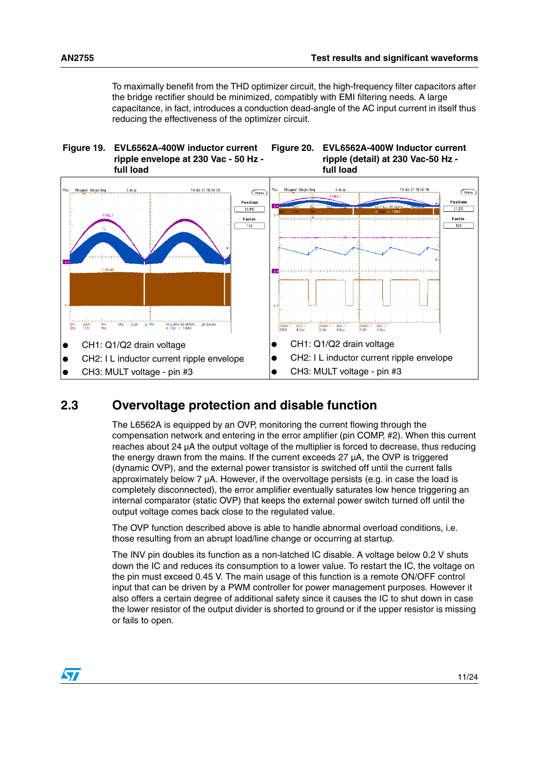To maximally benefit from the THD optimizer circuit, the high-frequency filter capacitors after the bridge rectifier should be minimized, compatibly with EMI filtering needs. A large capacitance, in fact, introduces a conduction dead-angle of the AC input current in itself thus reducing the effectiveness of the optimizer circuit.

**Figure 19. EVL6562A-400W inductor current ripple envelope at 230 Vac - 50 Hz - full load**

- CH1: Q1/Q2 drain voltage
- CH2: I L inductor current ripple envelope
- CH3: MULT voltage - pin #3

**Figure 20. EVL6562A-400W Inductor current ripple (detail) at 230 Vac-50 Hz - full load**

- CH1: Q1/Q2 drain voltage
- CH2: I L inductor current ripple envelope
- CH3: MULT voltage - pin #3

## 2.3 Overvoltage protection and disable function

The L6562A is equipped by an OVP, monitoring the current flowing through the compensation network and entering in the error amplifier (pin COMP, #2). When this current reaches about 24 µA the output voltage of the multiplier is forced to decrease, thus reducing the energy drawn from the mains. If the current exceeds 27 µA, the OVP is triggered (dynamic OVP), and the external power transistor is switched off until the current falls approximately below 7 µA. However, if the overvoltage persists (e.g. in case the load is completely disconnected), the error amplifier eventually saturates low hence triggering an internal comparator (static OVP) that keeps the external power switch turned off until the output voltage comes back close to the regulated value.

The OVP function described above is able to handle abnormal overload conditions, i.e. those resulting from an abrupt load/line change or occurring at startup.

The INV pin doubles its function as a non-latched IC disable. A voltage below 0.2 V shuts down the IC and reduces its consumption to a lower value. To restart the IC, the voltage on the pin must exceed 0.45 V. The main usage of this function is a remote ON/OFF control input that can be driven by a PWM controller for power management purposes. However it also offers a certain degree of additional safety since it causes the IC to shut down in case the lower resistor of the output divider is shorted to ground or if the upper resistor is missing or fails to open.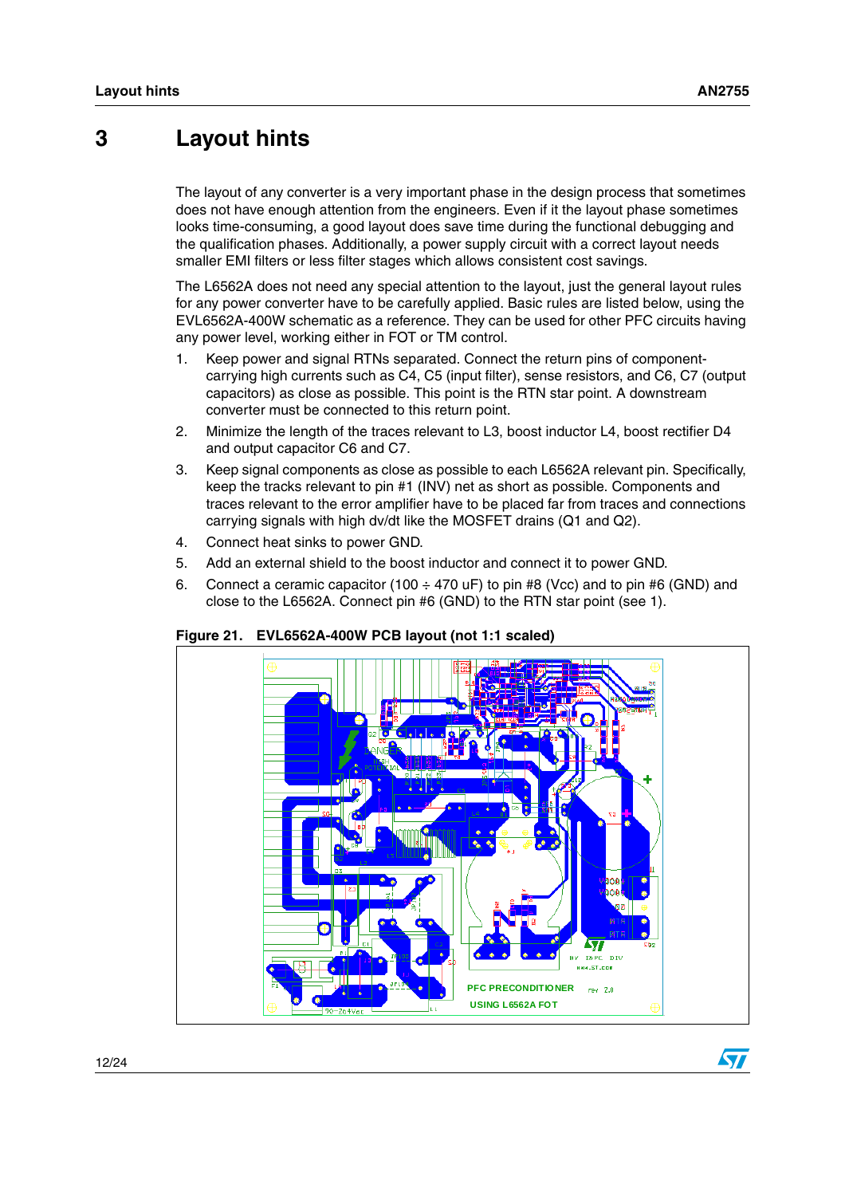# 3 Layout hints

The layout of any converter is a very important phase in the design process that sometimes does not have enough attention from the engineers. Even if it the layout phase sometimes looks time-consuming, a good layout does save time during the functional debugging and the qualification phases. Additionally, a power supply circuit with a correct layout needs smaller EMI filters or less filter stages which allows consistent cost savings.

The L6562A does not need any special attention to the layout, just the general layout rules for any power converter have to be carefully applied. Basic rules are listed below, using the EVL6562A-400W schematic as a reference. They can be used for other PFC circuits having any power level, working either in FOT or TM control.

1. Keep power and signal RTNs separated. Connect the return pins of component-carrying high currents such as C4, C5 (input filter), sense resistors, and C6, C7 (output capacitors) as close as possible. This point is the RTN star point. A downstream converter must be connected to this return point.
2. Minimize the length of the traces relevant to L3, boost inductor L4, boost rectifier D4 and output capacitor C6 and C7.
3. Keep signal components as close as possible to each L6562A relevant pin. Specifically, keep the tracks relevant to pin #1 (INV) net as short as possible. Components and traces relevant to the error amplifier have to be placed far from traces and connections carrying signals with high dv/dt like the MOSFET drains (Q1 and Q2).
4. Connect heat sinks to power GND.
5. Add an external shield to the boost inductor and connect it to power GND.
6. Connect a ceramic capacitor (100 ÷ 470 uF) to pin #8 (Vcc) and to pin #6 (GND) and close to the L6562A. Connect pin #6 (GND) to the RTN star point (see 1).

**Figure 21. EVL6562A-400W PCB layout (not 1:1 scaled)**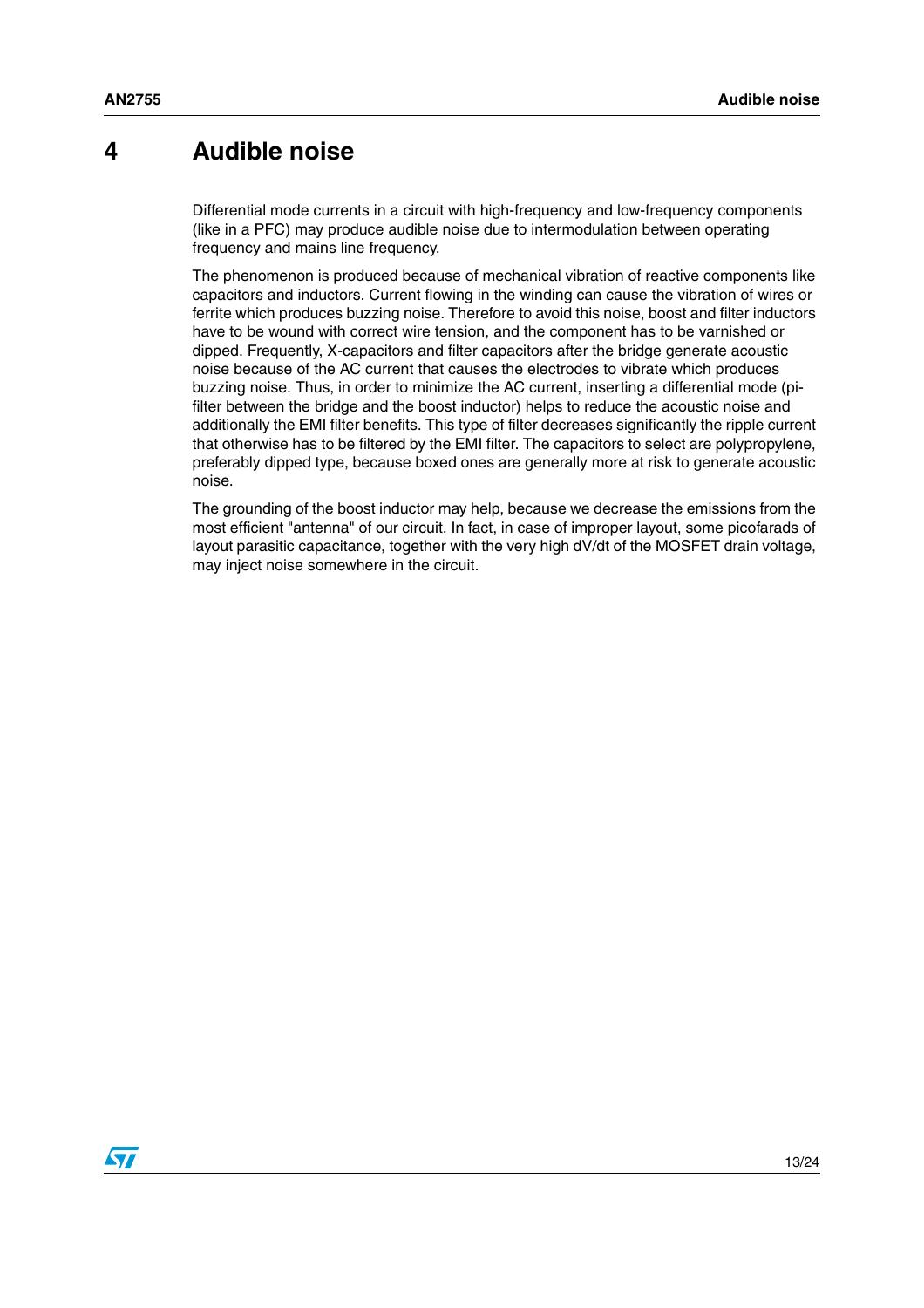# 4 Audible noise

Differential mode currents in a circuit with high-frequency and low-frequency components (like in a PFC) may produce audible noise due to intermodulation between operating frequency and mains line frequency.

The phenomenon is produced because of mechanical vibration of reactive components like capacitors and inductors. Current flowing in the winding can cause the vibration of wires or ferrite which produces buzzing noise. Therefore to avoid this noise, boost and filter inductors have to be wound with correct wire tension, and the component has to be varnished or dipped. Frequently, X-capacitors and filter capacitors after the bridge generate acoustic noise because of the AC current that causes the electrodes to vibrate which produces buzzing noise. Thus, in order to minimize the AC current, inserting a differential mode (pi-filter between the bridge and the boost inductor) helps to reduce the acoustic noise and additionally the EMI filter benefits. This type of filter decreases significantly the ripple current that otherwise has to be filtered by the EMI filter. The capacitors to select are polypropylene, preferably dipped type, because boxed ones are generally more at risk to generate acoustic noise.

The grounding of the boost inductor may help, because we decrease the emissions from the most efficient "antenna" of our circuit. In fact, in case of improper layout, some picofarads of layout parasitic capacitance, together with the very high dV/dt of the MOSFET drain voltage, may inject noise somewhere in the circuit.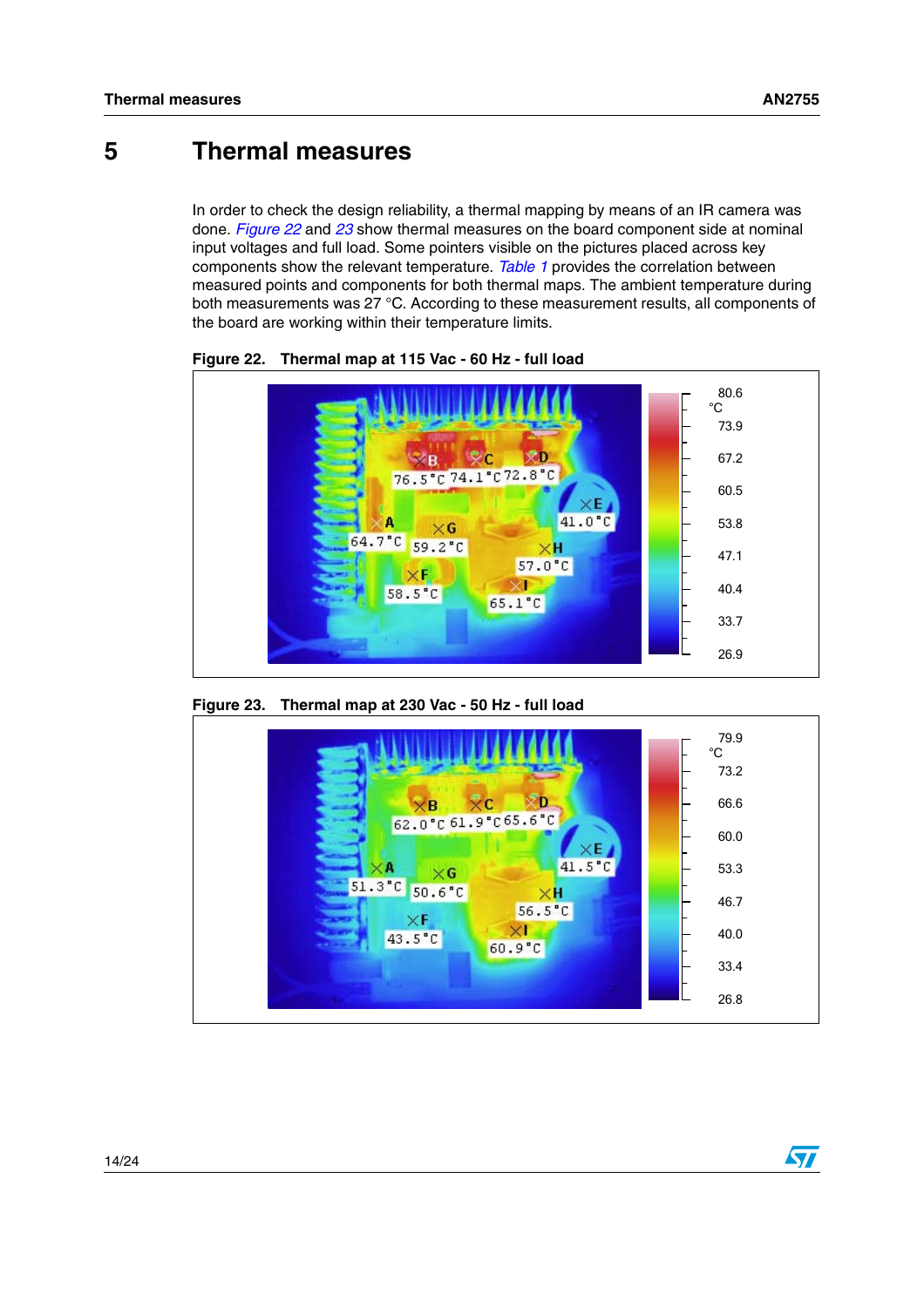# 5 Thermal measures

In order to check the design reliability, a thermal mapping by means of an IR camera was done. *Figure 22* and *23* show thermal measures on the board component side at nominal input voltages and full load. Some pointers visible on the pictures placed across key components show the relevant temperature. *Table 1* provides the correlation between measured points and components for both thermal maps. The ambient temperature during both measurements was 27 °C. According to these measurement results, all components of the board are working within their temperature limits.

**Figure 22. Thermal map at 115 Vac - 60 Hz - full load**

**Figure 23. Thermal map at 230 Vac - 50 Hz - full load**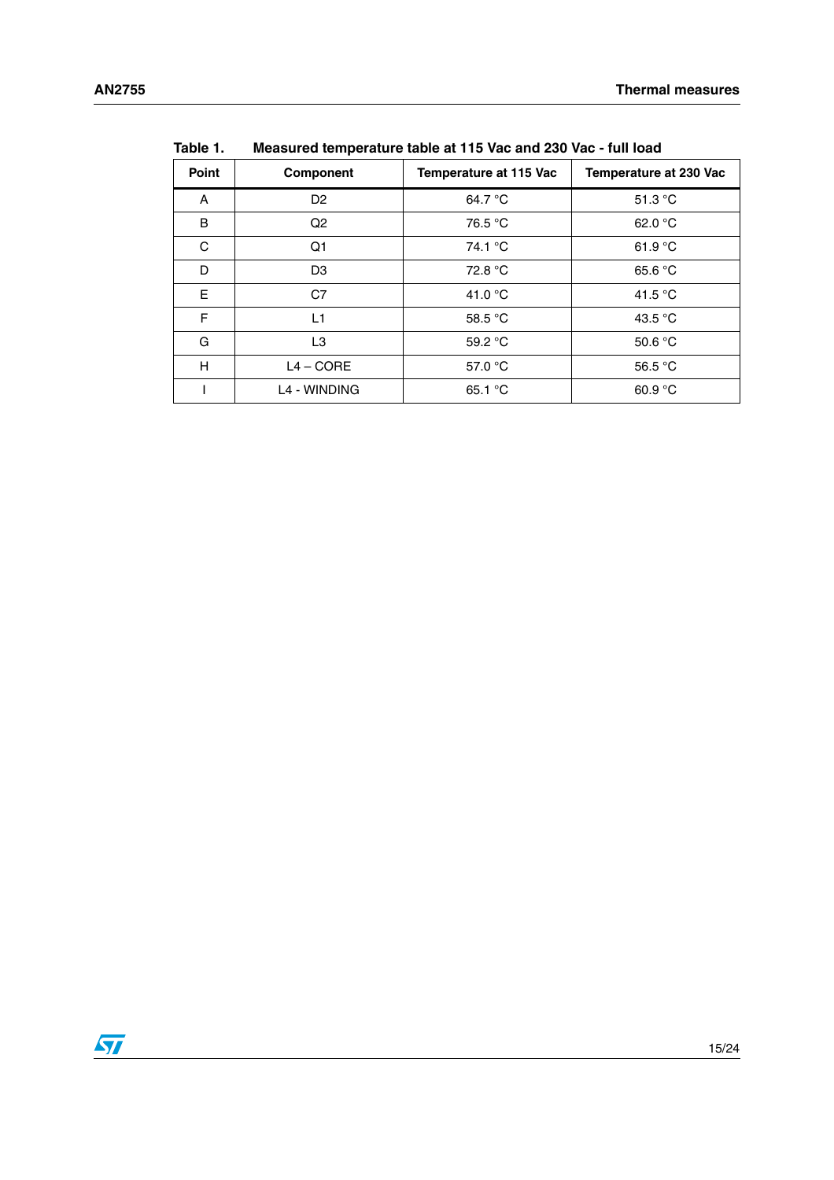Table 1. Measured temperature table at 115 Vac and 230 Vac - full load

| Point | Component | Temperature at 115 Vac | Temperature at 230 Vac |
|---|---|---|---|
| A | D2 | 64.7 °C | 51.3 °C |
| B | Q2 | 76.5 °C | 62.0 °C |
| C | Q1 | 74.1 °C | 61.9 °C |
| D | D3 | 72.8 °C | 65.6 °C |
| E | C7 | 41.0 °C | 41.5 °C |
| F | L1 | 58.5 °C | 43.5 °C |
| G | L3 | 59.2 °C | 50.6 °C |
| H | L4 – CORE | 57.0 °C | 56.5 °C |
| I | L4 - WINDING | 65.1 °C | 60.9 °C |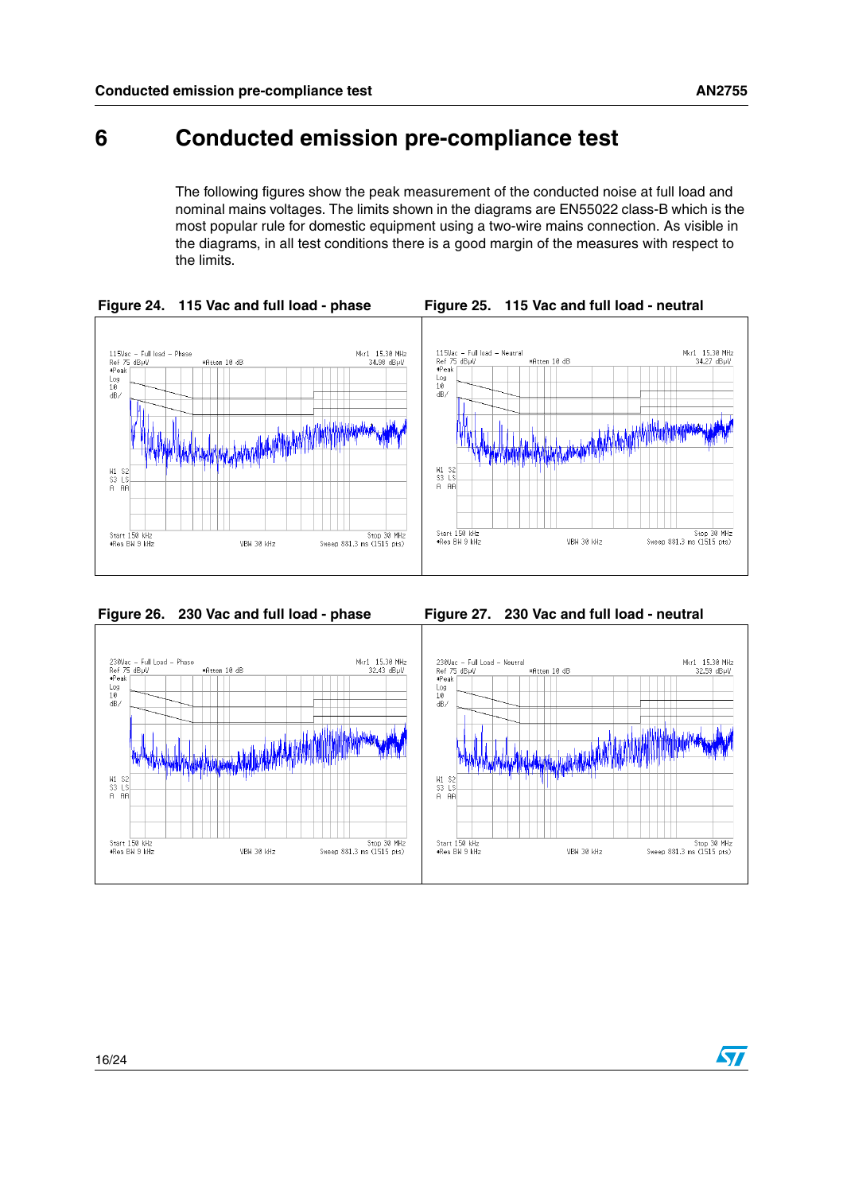# 6 Conducted emission pre-compliance test

The following figures show the peak measurement of the conducted noise at full load and nominal mains voltages. The limits shown in the diagrams are EN55022 class-B which is the most popular rule for domestic equipment using a two-wire mains connection. As visible in the diagrams, in all test conditions there is a good margin of the measures with respect to the limits.

**Figure 24. 115 Vac and full load - phase**

**Figure 25. 115 Vac and full load - neutral**

**Figure 26. 230 Vac and full load - phase**

**Figure 27. 230 Vac and full load - neutral**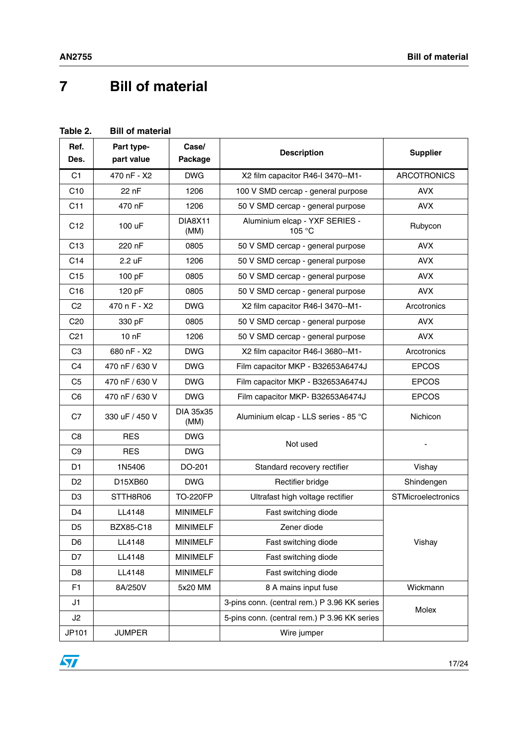# 7 Bill of material

Table 2. Bill of material

| Ref. Des. | Part type- part value | Case/ Package | Description | Supplier |
|---|---|---|---|---|
| C1 | 470 nF - X2 | DWG | X2 film capacitor R46-I 3470--M1- | ARCOTRONICS |
| C10 | 22 nF | 1206 | 100 V SMD cercap - general purpose | AVX |
| C11 | 470 nF | 1206 | 50 V SMD cercap - general purpose | AVX |
| C12 | 100 uF | DIA8X11 (MM) | Aluminium elcap - YXF SERIES - 105 °C | Rubycon |
| C13 | 220 nF | 0805 | 50 V SMD cercap - general purpose | AVX |
| C14 | 2.2 uF | 1206 | 50 V SMD cercap - general purpose | AVX |
| C15 | 100 pF | 0805 | 50 V SMD cercap - general purpose | AVX |
| C16 | 120 pF | 0805 | 50 V SMD cercap - general purpose | AVX |
| C2 | 470 n F - X2 | DWG | X2 film capacitor R46-I 3470--M1- | Arcotronics |
| C20 | 330 pF | 0805 | 50 V SMD cercap - general purpose | AVX |
| C21 | 10 nF | 1206 | 50 V SMD cercap - general purpose | AVX |
| C3 | 680 nF - X2 | DWG | X2 film capacitor R46-I 3680--M1- | Arcotronics |
| C4 | 470 nF / 630 V | DWG | Film capacitor MKP - B32653A6474J | EPCOS |
| C5 | 470 nF / 630 V | DWG | Film capacitor MKP - B32653A6474J | EPCOS |
| C6 | 470 nF / 630 V | DWG | Film capacitor MKP- B32653A6474J | EPCOS |
| C7 | 330 uF / 450 V | DIA 35x35 (MM) | Aluminium elcap - LLS series - 85 °C | Nichicon |
| C8 | RES | DWG | Not used | - |
| C9 | RES | DWG | Not used | - |
| D1 | 1N5406 | DO-201 | Standard recovery rectifier | Vishay |
| D2 | D15XB60 | DWG | Rectifier bridge | Shindengen |
| D3 | STTH8R06 | TO-220FP | Ultrafast high voltage rectifier | STMicroelectronics |
| D4 | LL4148 | MINIMELF | Fast switching diode | Vishay |
| D5 | BZX85-C18 | MINIMELF | Zener diode | Vishay |
| D6 | LL4148 | MINIMELF | Fast switching diode | Vishay |
| D7 | LL4148 | MINIMELF | Fast switching diode | Vishay |
| D8 | LL4148 | MINIMELF | Fast switching diode | Vishay |
| F1 | 8A/250V | 5x20 MM | 8 A mains input fuse | Wickmann |
| J1 | | | 3-pins conn. (central rem.) P 3.96 KK series | Molex |
| J2 | | | 5-pins conn. (central rem.) P 3.96 KK series | Molex |
| JP101 | JUMPER | | Wire jumper | |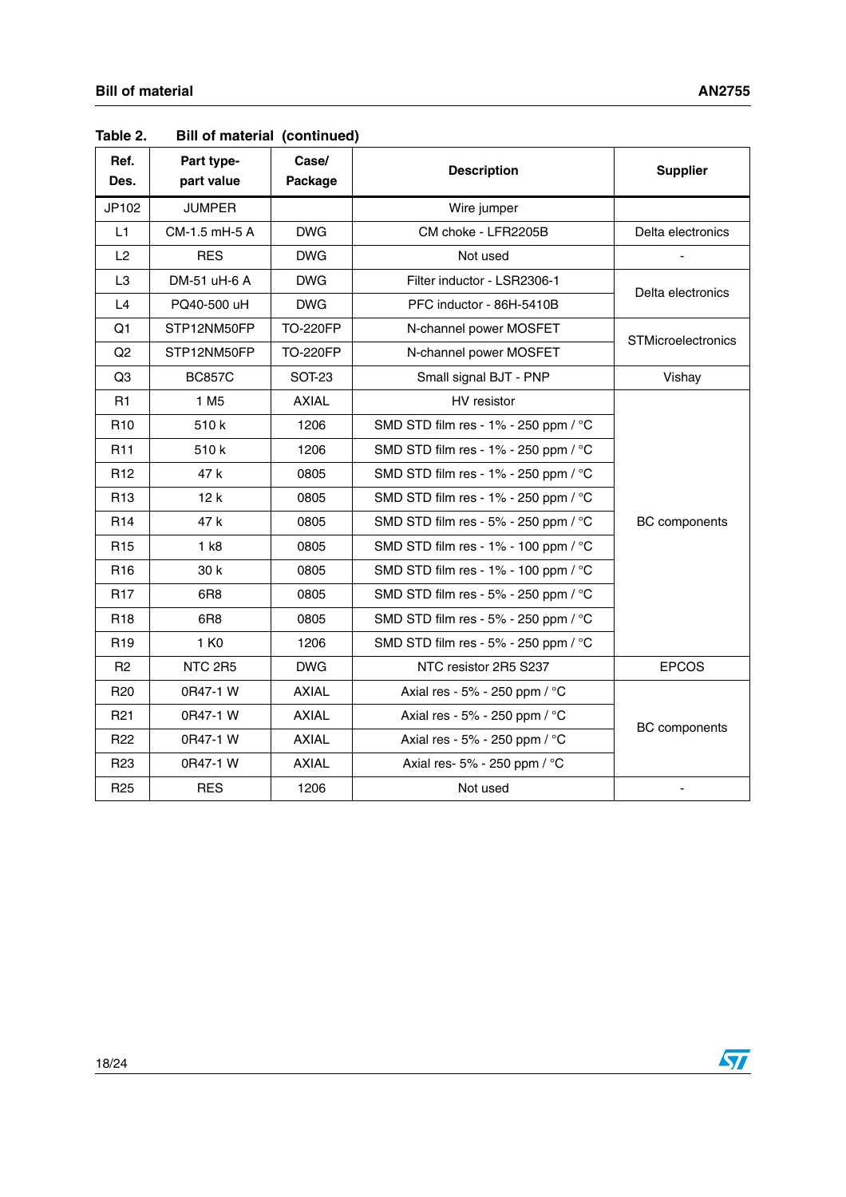Table 2. Bill of material (continued)

| Ref. Des. | Part type- part value | Case/ Package | Description | Supplier |
|---|---|---|---|---|
| JP102 | JUMPER | | Wire jumper | |
| L1 | CM-1.5 mH-5 A | DWG | CM choke - LFR2205B | Delta electronics |
| L2 | RES | DWG | Not used | - |
| L3 | DM-51 uH-6 A | DWG | Filter inductor - LSR2306-1 | Delta electronics |
| L4 | PQ40-500 uH | DWG | PFC inductor - 86H-5410B | |
| Q1 | STP12NM50FP | TO-220FP | N-channel power MOSFET | STMicroelectronics |
| Q2 | STP12NM50FP | TO-220FP | N-channel power MOSFET | |
| Q3 | BC857C | SOT-23 | Small signal BJT - PNP | Vishay |
| R1 | 1 M5 | AXIAL | HV resistor | BC components |
| R10 | 510 k | 1206 | SMD STD film res - 1% - 250 ppm / °C | |
| R11 | 510 k | 1206 | SMD STD film res - 1% - 250 ppm / °C | |
| R12 | 47 k | 0805 | SMD STD film res - 1% - 250 ppm / °C | |
| R13 | 12 k | 0805 | SMD STD film res - 1% - 250 ppm / °C | |
| R14 | 47 k | 0805 | SMD STD film res - 5% - 250 ppm / °C | |
| R15 | 1 k8 | 0805 | SMD STD film res - 1% - 100 ppm / °C | |
| R16 | 30 k | 0805 | SMD STD film res - 1% - 100 ppm / °C | |
| R17 | 6R8 | 0805 | SMD STD film res - 5% - 250 ppm / °C | |
| R18 | 6R8 | 0805 | SMD STD film res - 5% - 250 ppm / °C | |
| R19 | 1 K0 | 1206 | SMD STD film res - 5% - 250 ppm / °C | |
| R2 | NTC 2R5 | DWG | NTC resistor 2R5 S237 | EPCOS |
| R20 | 0R47-1 W | AXIAL | Axial res - 5% - 250 ppm / °C | BC components |
| R21 | 0R47-1 W | AXIAL | Axial res - 5% - 250 ppm / °C | |
| R22 | 0R47-1 W | AXIAL | Axial res - 5% - 250 ppm / °C | |
| R23 | 0R47-1 W | AXIAL | Axial res- 5% - 250 ppm / °C | |
| R25 | RES | 1206 | Not used | - |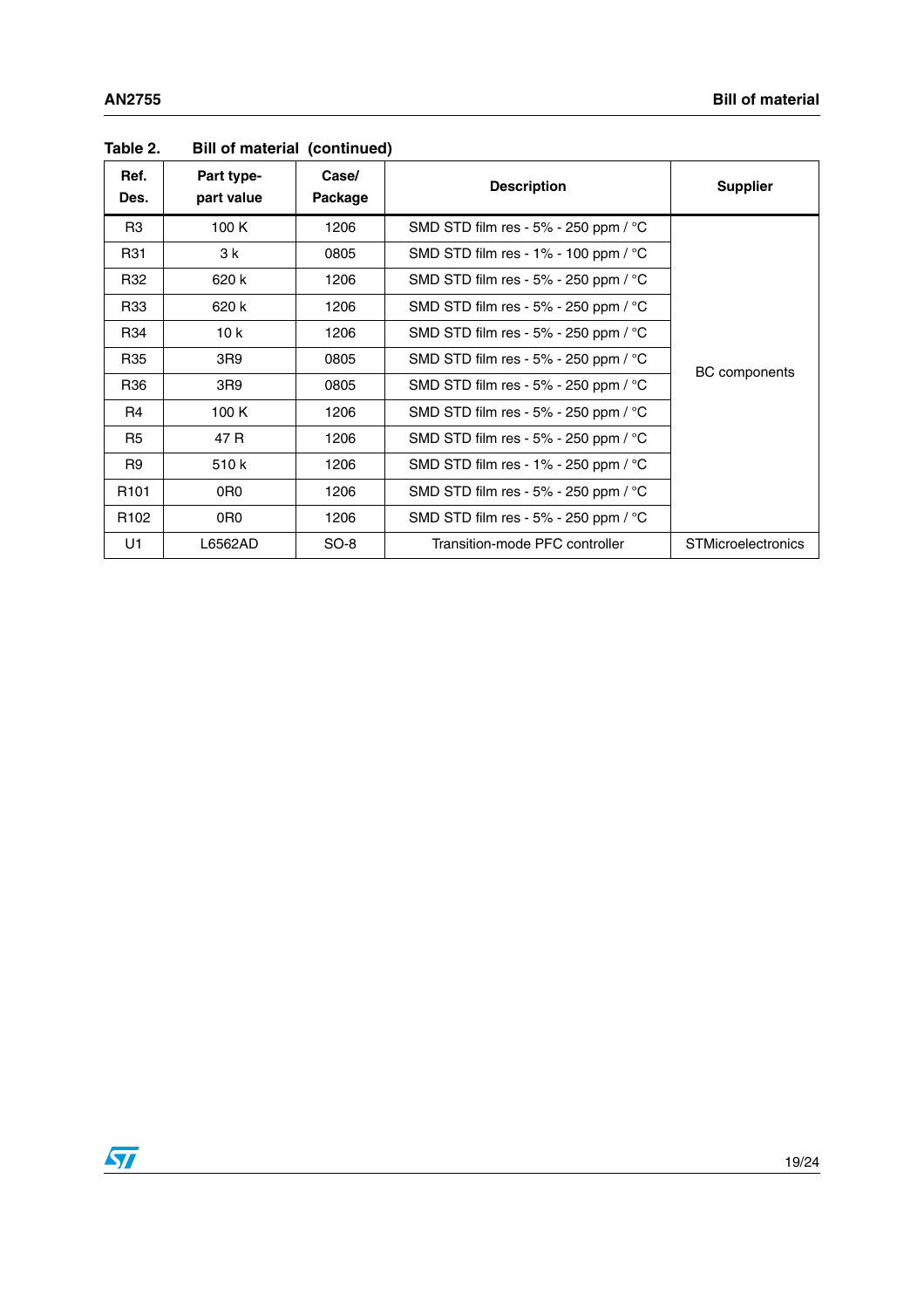Table 2. Bill of material (continued)

| Ref. Des. | Part type- part value | Case/ Package | Description | Supplier |
|---|---|---|---|---|
| R3 | 100 K | 1206 | SMD STD film res - 5% - 250 ppm / °C | BC components |
| R31 | 3 k | 0805 | SMD STD film res - 1% - 100 ppm / °C | |
| R32 | 620 k | 1206 | SMD STD film res - 5% - 250 ppm / °C | |
| R33 | 620 k | 1206 | SMD STD film res - 5% - 250 ppm / °C | |
| R34 | 10 k | 1206 | SMD STD film res - 5% - 250 ppm / °C | |
| R35 | 3R9 | 0805 | SMD STD film res - 5% - 250 ppm / °C | |
| R36 | 3R9 | 0805 | SMD STD film res - 5% - 250 ppm / °C | |
| R4 | 100 K | 1206 | SMD STD film res - 5% - 250 ppm / °C | |
| R5 | 47 R | 1206 | SMD STD film res - 5% - 250 ppm / °C | |
| R9 | 510 k | 1206 | SMD STD film res - 1% - 250 ppm / °C | |
| R101 | 0R0 | 1206 | SMD STD film res - 5% - 250 ppm / °C | |
| R102 | 0R0 | 1206 | SMD STD film res - 5% - 250 ppm / °C | |
| U1 | L6562AD | SO-8 | Transition-mode PFC controller | STMicroelectronics |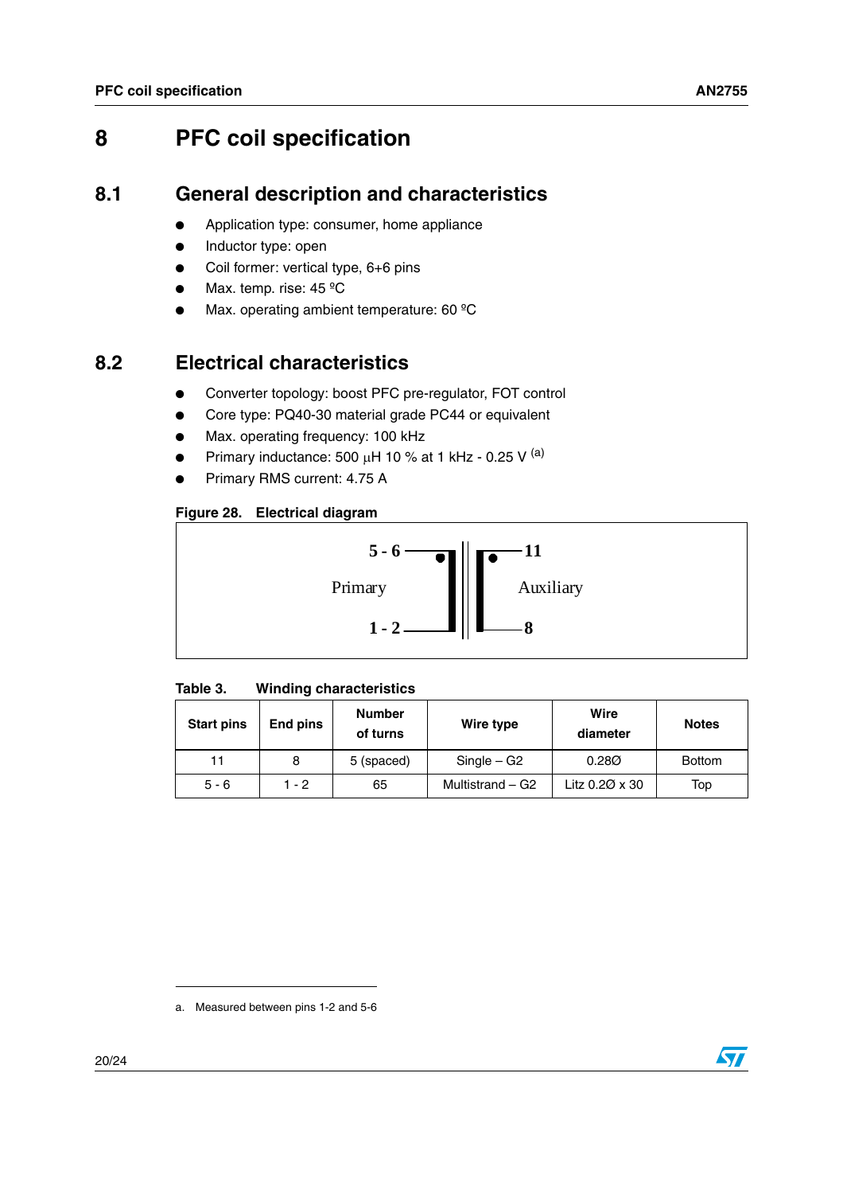# 8 PFC coil specification

## 8.1 General description and characteristics

- Application type: consumer, home appliance
- Inductor type: open
- Coil former: vertical type, 6+6 pins
- Max. temp. rise: 45 ºC
- Max. operating ambient temperature: 60 ºC

## 8.2 Electrical characteristics

- Converter topology: boost PFC pre-regulator, FOT control
- Core type: PQ40-30 material grade PC44 or equivalent
- Max. operating frequency: 100 kHz
- Primary inductance: 500 µH 10 % at 1 kHz - 0.25 V [a]
- Primary RMS current: 4.75 A

**Figure 28. Electrical diagram**

5 - 6 — Primary — 1 - 2

11 — Auxiliary — 8

**Table 3. Winding characteristics**

| Start pins | End pins | Number of turns | Wire type | Wire diameter | Notes |
|---|---|---|---|---|---|
| 11 | 8 | 5 (spaced) | Single – G2 | 0.28Ø | Bottom |
| 5 - 6 | 1 - 2 | 65 | Multistrand – G2 | Litz 0.2Ø x 30 | Top |

a. Measured between pins 1-2 and 5-6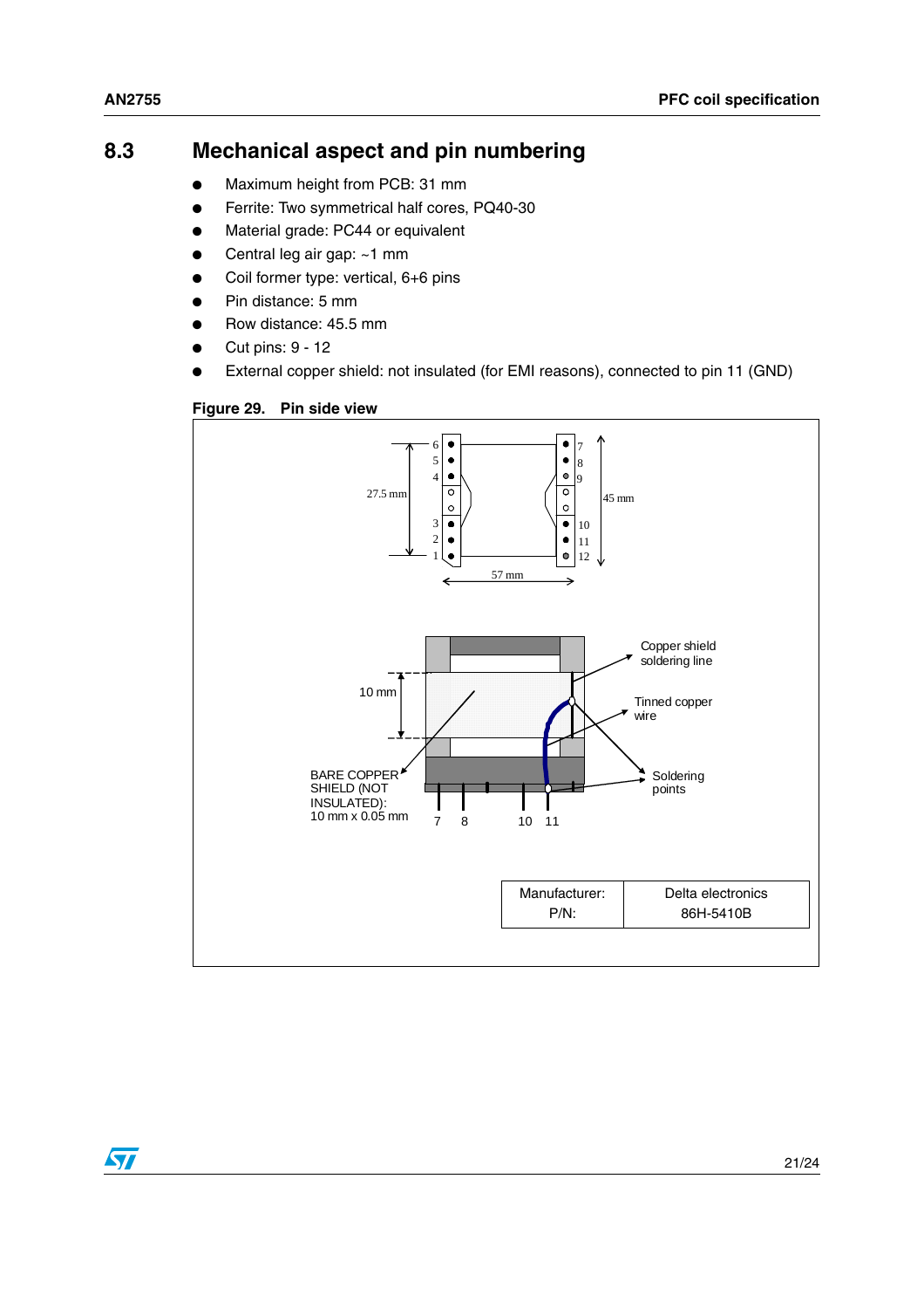## 8.3 Mechanical aspect and pin numbering

- Maximum height from PCB: 31 mm
- Ferrite: Two symmetrical half cores, PQ40-30
- Material grade: PC44 or equivalent
- Central leg air gap: ~1 mm
- Coil former type: vertical, 6+6 pins
- Pin distance: 5 mm
- Row distance: 45.5 mm
- Cut pins: 9 - 12
- External copper shield: not insulated (for EMI reasons), connected to pin 11 (GND)

**Figure 29. Pin side view**

| Manufacturer: | Delta electronics |
| --- | --- |
| P/N: | 86H-5410B |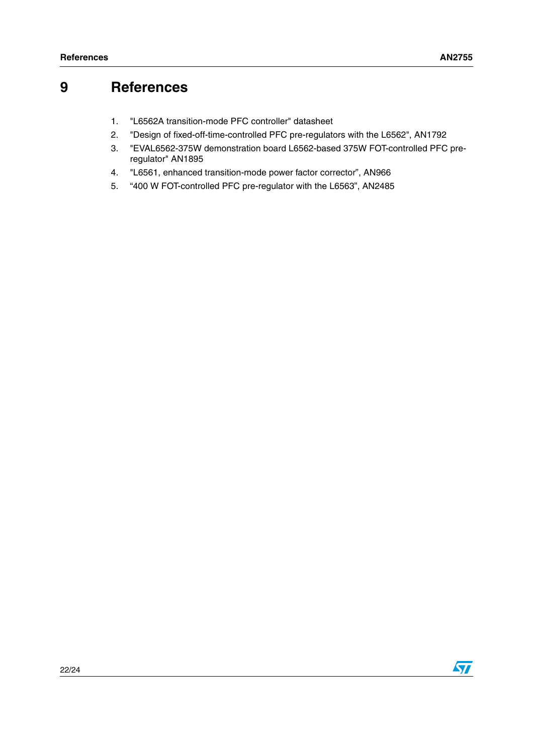# 9 References

1. "L6562A transition-mode PFC controller" datasheet
2. "Design of fixed-off-time-controlled PFC pre-regulators with the L6562", AN1792
3. "EVAL6562-375W demonstration board L6562-based 375W FOT-controlled PFC pre-regulator" AN1895
4. "L6561, enhanced transition-mode power factor corrector", AN966
5. “400 W FOT-controlled PFC pre-regulator with the L6563”, AN2485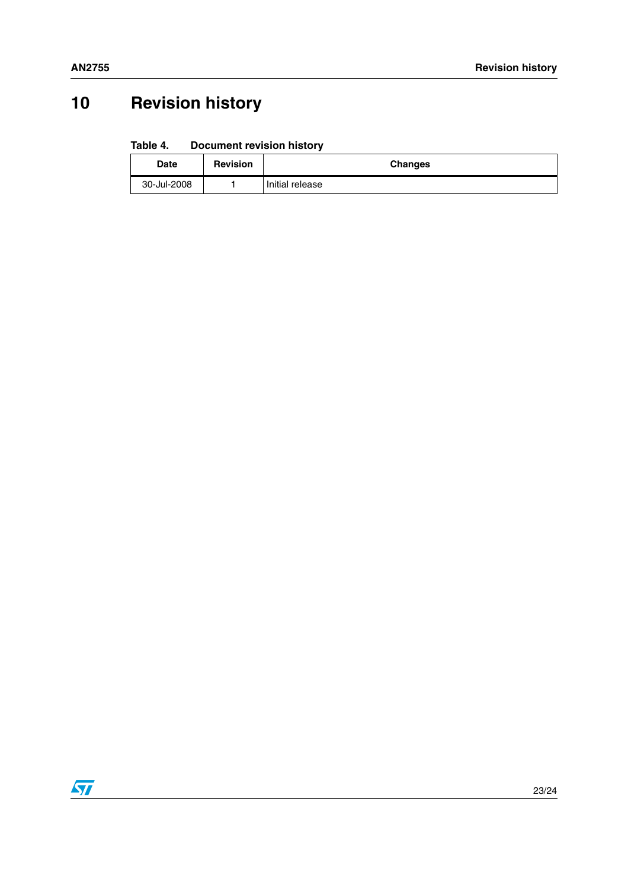# 10 Revision history

Table 4. Document revision history

| Date | Revision | Changes |
|---|---|---|
| 30-Jul-2008 | 1 | Initial release |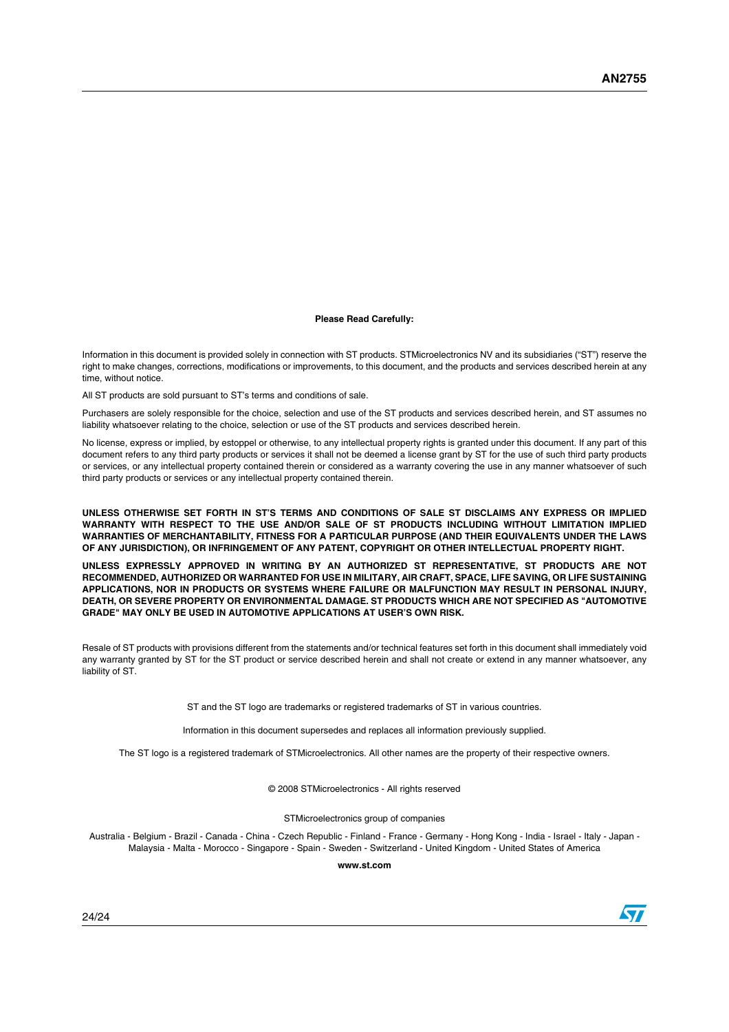**Please Read Carefully:**

Information in this document is provided solely in connection with ST products. STMicroelectronics NV and its subsidiaries ("ST") reserve the right to make changes, corrections, modifications or improvements, to this document, and the products and services described herein at any time, without notice.

All ST products are sold pursuant to ST's terms and conditions of sale.

Purchasers are solely responsible for the choice, selection and use of the ST products and services described herein, and ST assumes no liability whatsoever relating to the choice, selection or use of the ST products and services described herein.

No license, express or implied, by estoppel or otherwise, to any intellectual property rights is granted under this document. If any part of this document refers to any third party products or services it shall not be deemed a license grant by ST for the use of such third party products or services, or any intellectual property contained therein or considered as a warranty covering the use in any manner whatsoever of such third party products or services or any intellectual property contained therein.

**UNLESS OTHERWISE SET FORTH IN ST'S TERMS AND CONDITIONS OF SALE ST DISCLAIMS ANY EXPRESS OR IMPLIED WARRANTY WITH RESPECT TO THE USE AND/OR SALE OF ST PRODUCTS INCLUDING WITHOUT LIMITATION IMPLIED WARRANTIES OF MERCHANTABILITY, FITNESS FOR A PARTICULAR PURPOSE (AND THEIR EQUIVALENTS UNDER THE LAWS OF ANY JURISDICTION), OR INFRINGEMENT OF ANY PATENT, COPYRIGHT OR OTHER INTELLECTUAL PROPERTY RIGHT.**

**UNLESS EXPRESSLY APPROVED IN WRITING BY AN AUTHORIZED ST REPRESENTATIVE, ST PRODUCTS ARE NOT RECOMMENDED, AUTHORIZED OR WARRANTED FOR USE IN MILITARY, AIR CRAFT, SPACE, LIFE SAVING, OR LIFE SUSTAINING APPLICATIONS, NOR IN PRODUCTS OR SYSTEMS WHERE FAILURE OR MALFUNCTION MAY RESULT IN PERSONAL INJURY, DEATH, OR SEVERE PROPERTY OR ENVIRONMENTAL DAMAGE. ST PRODUCTS WHICH ARE NOT SPECIFIED AS "AUTOMOTIVE GRADE" MAY ONLY BE USED IN AUTOMOTIVE APPLICATIONS AT USER'S OWN RISK.**

Resale of ST products with provisions different from the statements and/or technical features set forth in this document shall immediately void any warranty granted by ST for the ST product or service described herein and shall not create or extend in any manner whatsoever, any liability of ST.

ST and the ST logo are trademarks or registered trademarks of ST in various countries.

Information in this document supersedes and replaces all information previously supplied.

The ST logo is a registered trademark of STMicroelectronics. All other names are the property of their respective owners.

© 2008 STMicroelectronics - All rights reserved

STMicroelectronics group of companies

Australia - Belgium - Brazil - Canada - China - Czech Republic - Finland - France - Germany - Hong Kong - India - Israel - Italy - Japan - Malaysia - Malta - Morocco - Singapore - Spain - Sweden - Switzerland - United Kingdom - United States of America

**www.st.com**